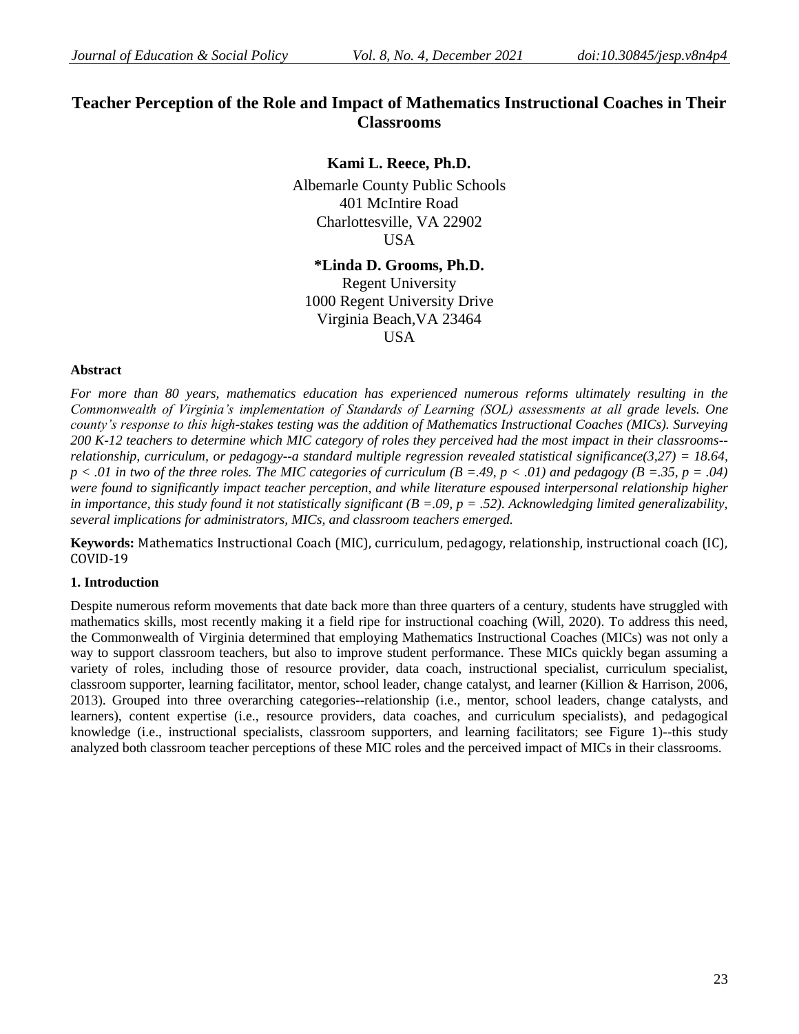# Teacher Perception of the Role and Impact of Mathematics Instructional Coaches in Their Classrooms

**Kami L. Reece, Ph.D.**

Albemarle County Public Schools
401 McIntire Road
Charlottesville, VA 22902
USA

***Linda D. Grooms, Ph.D.**

Regent University
1000 Regent University Drive
Virginia Beach,VA 23464
USA

**Abstract**

*For more than 80 years, mathematics education has experienced numerous reforms ultimately resulting in the Commonwealth of Virginia's implementation of Standards of Learning (SOL) assessments at all grade levels. One county's response to this high-stakes testing was the addition of Mathematics Instructional Coaches (MICs). Surveying 200 K-12 teachers to determine which MIC category of roles they perceived had the most impact in their classrooms--relationship, curriculum, or pedagogy--a standard multiple regression revealed statistical significance* $(3,27) = 18.64$, $p < .01$ *in two of the three roles. The MIC categories of curriculum* ($B = .49$, $p < .01$) *and pedagogy* ($B = .35$, $p = .04$) *were found to significantly impact teacher perception, and while literature espoused interpersonal relationship higher in importance, this study found it not statistically significant* ($B = .09$, $p = .52$)*. Acknowledging limited generalizability, several implications for administrators, MICs, and classroom teachers emerged.*

**Keywords:** Mathematics Instructional Coach (MIC), curriculum, pedagogy, relationship, instructional coach (IC), COVID-19

## 1. Introduction

Despite numerous reform movements that date back more than three quarters of a century, students have struggled with mathematics skills, most recently making it a field ripe for instructional coaching (Will, 2020). To address this need, the Commonwealth of Virginia determined that employing Mathematics Instructional Coaches (MICs) was not only a way to support classroom teachers, but also to improve student performance. These MICs quickly began assuming a variety of roles, including those of resource provider, data coach, instructional specialist, curriculum specialist, classroom supporter, learning facilitator, mentor, school leader, change catalyst, and learner (Killion & Harrison, 2006, 2013). Grouped into three overarching categories--relationship (i.e., mentor, school leaders, change catalysts, and learners), content expertise (i.e., resource providers, data coaches, and curriculum specialists), and pedagogical knowledge (i.e., instructional specialists, classroom supporters, and learning facilitators; see Figure 1)--this study analyzed both classroom teacher perceptions of these MIC roles and the perceived impact of MICs in their classrooms.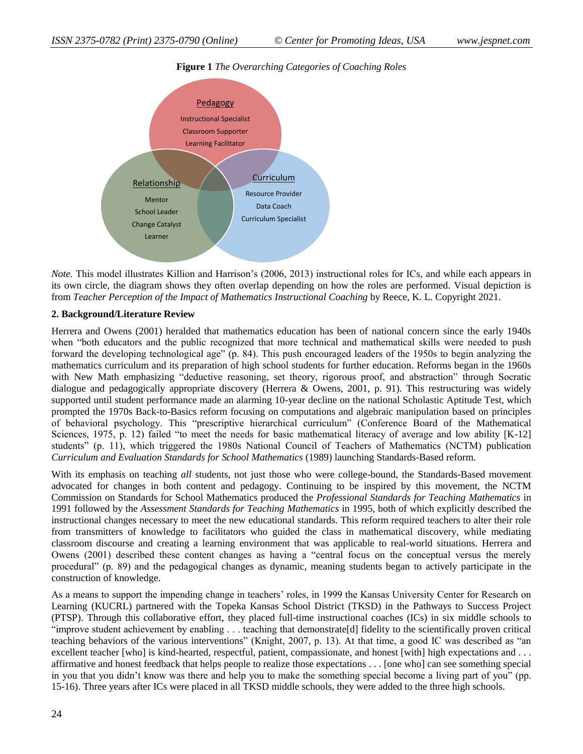**Figure 1** *The Overarching Categories of Coaching Roles*

Pedagogy
Instructional Specialist
Classroom Supporter
Learning Facilitator

Relationship
Mentor
School Leader
Change Catalyst
Learner

Curriculum
Resource Provider
Data Coach
Curriculum Specialist

*Note.* This model illustrates Killion and Harrison's (2006, 2013) instructional roles for ICs, and while each appears in its own circle, the diagram shows they often overlap depending on how the roles are performed. Visual depiction is from *Teacher Perception of the Impact of Mathematics Instructional Coaching* by Reece, K. L. Copyright 2021.

## 2. Background/Literature Review

Herrera and Owens (2001) heralded that mathematics education has been of national concern since the early 1940s when "both educators and the public recognized that more technical and mathematical skills were needed to push forward the developing technological age" (p. 84). This push encouraged leaders of the 1950s to begin analyzing the mathematics curriculum and its preparation of high school students for further education. Reforms began in the 1960s with New Math emphasizing "deductive reasoning, set theory, rigorous proof, and abstraction" through Socratic dialogue and pedagogically appropriate discovery (Herrera & Owens, 2001, p. 91). This restructuring was widely supported until student performance made an alarming 10-year decline on the national Scholastic Aptitude Test, which prompted the 1970s Back-to-Basics reform focusing on computations and algebraic manipulation based on principles of behavioral psychology. This "prescriptive hierarchical curriculum" (Conference Board of the Mathematical Sciences, 1975, p. 12) failed "to meet the needs for basic mathematical literacy of average and low ability [K-12] students" (p. 11), which triggered the 1980s National Council of Teachers of Mathematics (NCTM) publication *Curriculum and Evaluation Standards for School Mathematics* (1989) launching Standards-Based reform.

With its emphasis on teaching *all* students, not just those who were college-bound, the Standards-Based movement advocated for changes in both content and pedagogy. Continuing to be inspired by this movement, the NCTM Commission on Standards for School Mathematics produced the *Professional Standards for Teaching Mathematics* in 1991 followed by the *Assessment Standards for Teaching Mathematics* in 1995, both of which explicitly described the instructional changes necessary to meet the new educational standards. This reform required teachers to alter their role from transmitters of knowledge to facilitators who guided the class in mathematical discovery, while mediating classroom discourse and creating a learning environment that was applicable to real-world situations. Herrera and Owens (2001) described these content changes as having a "central focus on the conceptual versus the merely procedural" (p. 89) and the pedagogical changes as dynamic, meaning students began to actively participate in the construction of knowledge.

As a means to support the impending change in teachers' roles, in 1999 the Kansas University Center for Research on Learning (KUCRL) partnered with the Topeka Kansas School District (TKSD) in the Pathways to Success Project (PTSP). Through this collaborative effort, they placed full-time instructional coaches (ICs) in six middle schools to "improve student achievement by enabling . . . teaching that demonstrate[d] fidelity to the scientifically proven critical teaching behaviors of the various interventions" (Knight, 2007, p. 13). At that time, a good IC was described as "an excellent teacher [who] is kind-hearted, respectful, patient, compassionate, and honest [with] high expectations and . . . affirmative and honest feedback that helps people to realize those expectations . . . [one who] can see something special in you that you didn't know was there and help you to make the something special become a living part of you" (pp. 15-16). Three years after ICs were placed in all TKSD middle schools, they were added to the three high schools.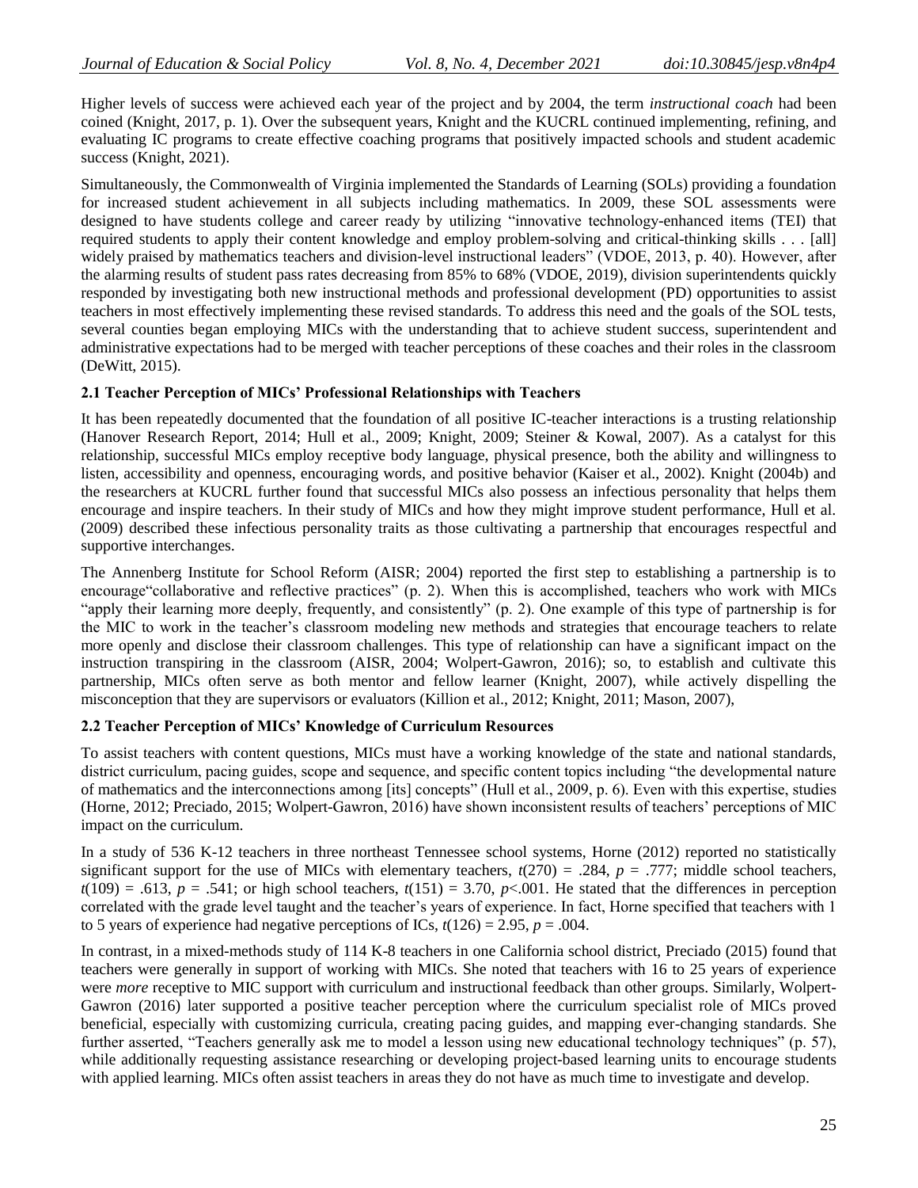Higher levels of success were achieved each year of the project and by 2004, the term *instructional coach* had been coined (Knight, 2017, p. 1). Over the subsequent years, Knight and the KUCRL continued implementing, refining, and evaluating IC programs to create effective coaching programs that positively impacted schools and student academic success (Knight, 2021).

Simultaneously, the Commonwealth of Virginia implemented the Standards of Learning (SOLs) providing a foundation for increased student achievement in all subjects including mathematics. In 2009, these SOL assessments were designed to have students college and career ready by utilizing "innovative technology-enhanced items (TEI) that required students to apply their content knowledge and employ problem-solving and critical-thinking skills . . . [all] widely praised by mathematics teachers and division-level instructional leaders" (VDOE, 2013, p. 40). However, after the alarming results of student pass rates decreasing from 85% to 68% (VDOE, 2019), division superintendents quickly responded by investigating both new instructional methods and professional development (PD) opportunities to assist teachers in most effectively implementing these revised standards. To address this need and the goals of the SOL tests, several counties began employing MICs with the understanding that to achieve student success, superintendent and administrative expectations had to be merged with teacher perceptions of these coaches and their roles in the classroom (DeWitt, 2015).

### 2.1 Teacher Perception of MICs' Professional Relationships with Teachers

It has been repeatedly documented that the foundation of all positive IC-teacher interactions is a trusting relationship (Hanover Research Report, 2014; Hull et al., 2009; Knight, 2009; Steiner & Kowal, 2007). As a catalyst for this relationship, successful MICs employ receptive body language, physical presence, both the ability and willingness to listen, accessibility and openness, encouraging words, and positive behavior (Kaiser et al., 2002). Knight (2004b) and the researchers at KUCRL further found that successful MICs also possess an infectious personality that helps them encourage and inspire teachers. In their study of MICs and how they might improve student performance, Hull et al. (2009) described these infectious personality traits as those cultivating a partnership that encourages respectful and supportive interchanges.

The Annenberg Institute for School Reform (AISR; 2004) reported the first step to establishing a partnership is to encourage"collaborative and reflective practices" (p. 2). When this is accomplished, teachers who work with MICs "apply their learning more deeply, frequently, and consistently" (p. 2). One example of this type of partnership is for the MIC to work in the teacher's classroom modeling new methods and strategies that encourage teachers to relate more openly and disclose their classroom challenges. This type of relationship can have a significant impact on the instruction transpiring in the classroom (AISR, 2004; Wolpert-Gawron, 2016); so, to establish and cultivate this partnership, MICs often serve as both mentor and fellow learner (Knight, 2007), while actively dispelling the misconception that they are supervisors or evaluators (Killion et al., 2012; Knight, 2011; Mason, 2007),

### 2.2 Teacher Perception of MICs' Knowledge of Curriculum Resources

To assist teachers with content questions, MICs must have a working knowledge of the state and national standards, district curriculum, pacing guides, scope and sequence, and specific content topics including "the developmental nature of mathematics and the interconnections among [its] concepts" (Hull et al., 2009, p. 6). Even with this expertise, studies (Horne, 2012; Preciado, 2015; Wolpert-Gawron, 2016) have shown inconsistent results of teachers' perceptions of MIC impact on the curriculum.

In a study of 536 K-12 teachers in three northeast Tennessee school systems, Horne (2012) reported no statistically significant support for the use of MICs with elementary teachers, $t(270) = .284$, $p = .777$; middle school teachers, $t(109) = .613$, $p = .541$; or high school teachers, $t(151) = 3.70$, $p<.001$. He stated that the differences in perception correlated with the grade level taught and the teacher's years of experience. In fact, Horne specified that teachers with 1 to 5 years of experience had negative perceptions of ICs, $t(126) = 2.95$, $p = .004$.

In contrast, in a mixed-methods study of 114 K-8 teachers in one California school district, Preciado (2015) found that teachers were generally in support of working with MICs. She noted that teachers with 16 to 25 years of experience were *more* receptive to MIC support with curriculum and instructional feedback than other groups. Similarly, Wolpert-Gawron (2016) later supported a positive teacher perception where the curriculum specialist role of MICs proved beneficial, especially with customizing curricula, creating pacing guides, and mapping ever-changing standards. She further asserted, "Teachers generally ask me to model a lesson using new educational technology techniques" (p. 57), while additionally requesting assistance researching or developing project-based learning units to encourage students with applied learning. MICs often assist teachers in areas they do not have as much time to investigate and develop.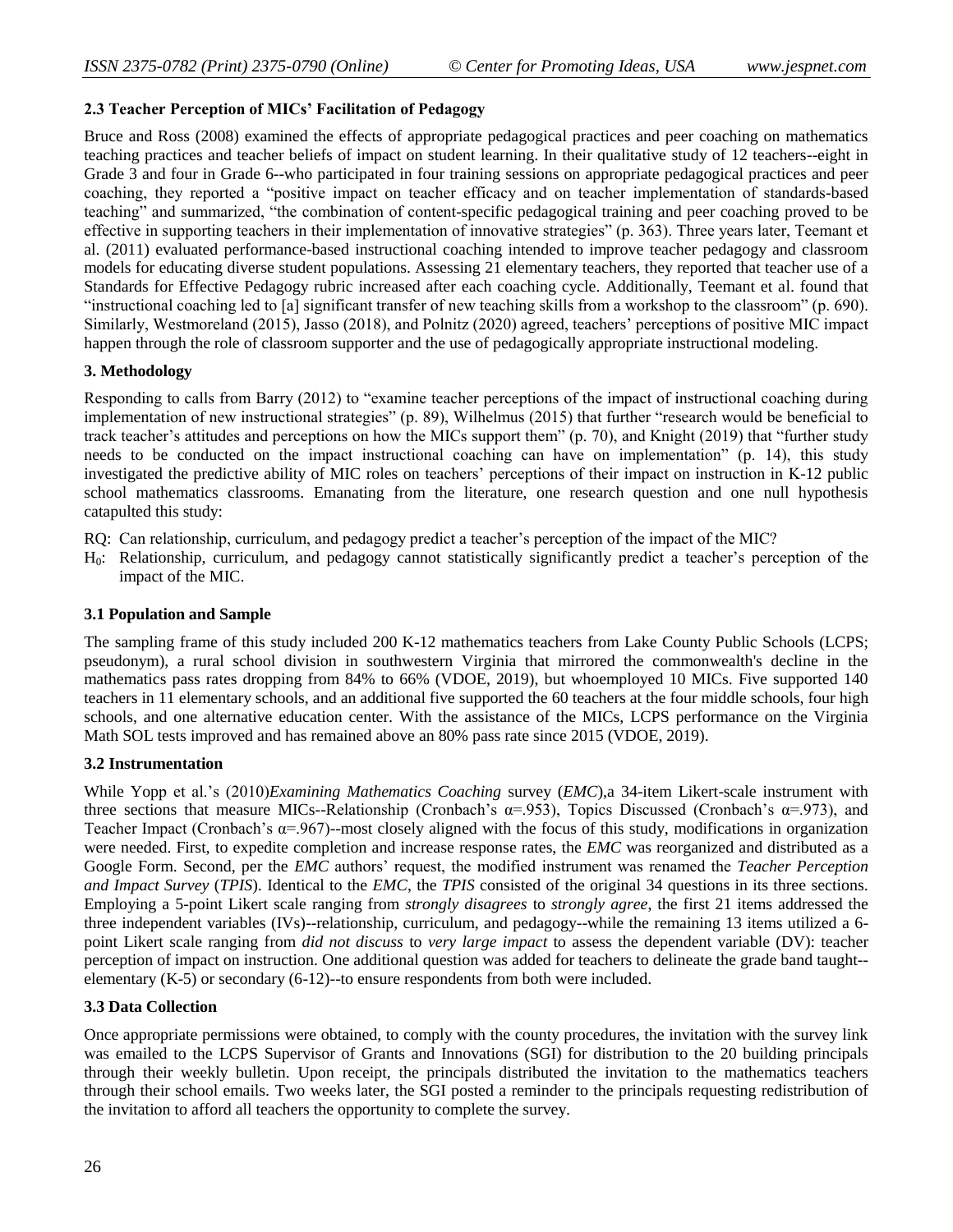### 2.3 Teacher Perception of MICs' Facilitation of Pedagogy

Bruce and Ross (2008) examined the effects of appropriate pedagogical practices and peer coaching on mathematics teaching practices and teacher beliefs of impact on student learning. In their qualitative study of 12 teachers--eight in Grade 3 and four in Grade 6--who participated in four training sessions on appropriate pedagogical practices and peer coaching, they reported a "positive impact on teacher efficacy and on teacher implementation of standards-based teaching" and summarized, "the combination of content-specific pedagogical training and peer coaching proved to be effective in supporting teachers in their implementation of innovative strategies" (p. 363). Three years later, Teemant et al. (2011) evaluated performance-based instructional coaching intended to improve teacher pedagogy and classroom models for educating diverse student populations. Assessing 21 elementary teachers, they reported that teacher use of a Standards for Effective Pedagogy rubric increased after each coaching cycle. Additionally, Teemant et al. found that "instructional coaching led to [a] significant transfer of new teaching skills from a workshop to the classroom" (p. 690). Similarly, Westmoreland (2015), Jasso (2018), and Polnitz (2020) agreed, teachers' perceptions of positive MIC impact happen through the role of classroom supporter and the use of pedagogically appropriate instructional modeling.

## 3. Methodology

Responding to calls from Barry (2012) to "examine teacher perceptions of the impact of instructional coaching during implementation of new instructional strategies" (p. 89), Wilhelmus (2015) that further "research would be beneficial to track teacher's attitudes and perceptions on how the MICs support them" (p. 70), and Knight (2019) that "further study needs to be conducted on the impact instructional coaching can have on implementation" (p. 14), this study investigated the predictive ability of MIC roles on teachers' perceptions of their impact on instruction in K-12 public school mathematics classrooms. Emanating from the literature, one research question and one null hypothesis catapulted this study:

RQ: Can relationship, curriculum, and pedagogy predict a teacher's perception of the impact of the MIC?

$H_0$: Relationship, curriculum, and pedagogy cannot statistically significantly predict a teacher's perception of the impact of the MIC.

### 3.1 Population and Sample

The sampling frame of this study included 200 K-12 mathematics teachers from Lake County Public Schools (LCPS; pseudonym), a rural school division in southwestern Virginia that mirrored the commonwealth's decline in the mathematics pass rates dropping from 84% to 66% (VDOE, 2019), but whoemployed 10 MICs. Five supported 140 teachers in 11 elementary schools, and an additional five supported the 60 teachers at the four middle schools, four high schools, and one alternative education center. With the assistance of the MICs, LCPS performance on the Virginia Math SOL tests improved and has remained above an 80% pass rate since 2015 (VDOE, 2019).

### 3.2 Instrumentation

While Yopp et al.'s (2010)*Examining Mathematics Coaching* survey (*EMC*),a 34-item Likert-scale instrument with three sections that measure MICs--Relationship (Cronbach's α=.953), Topics Discussed (Cronbach's α=.973), and Teacher Impact (Cronbach's α=.967)--most closely aligned with the focus of this study, modifications in organization were needed. First, to expedite completion and increase response rates, the *EMC* was reorganized and distributed as a Google Form. Second, per the *EMC* authors' request, the modified instrument was renamed the *Teacher Perception and Impact Survey* (*TPIS*). Identical to the *EMC*, the *TPIS* consisted of the original 34 questions in its three sections. Employing a 5-point Likert scale ranging from *strongly disagrees* to *strongly agree*, the first 21 items addressed the three independent variables (IVs)--relationship, curriculum, and pedagogy--while the remaining 13 items utilized a 6-point Likert scale ranging from *did not discuss* to *very large impact* to assess the dependent variable (DV): teacher perception of impact on instruction. One additional question was added for teachers to delineate the grade band taught--elementary (K-5) or secondary (6-12)--to ensure respondents from both were included.

### 3.3 Data Collection

Once appropriate permissions were obtained, to comply with the county procedures, the invitation with the survey link was emailed to the LCPS Supervisor of Grants and Innovations (SGI) for distribution to the 20 building principals through their weekly bulletin. Upon receipt, the principals distributed the invitation to the mathematics teachers through their school emails. Two weeks later, the SGI posted a reminder to the principals requesting redistribution of the invitation to afford all teachers the opportunity to complete the survey.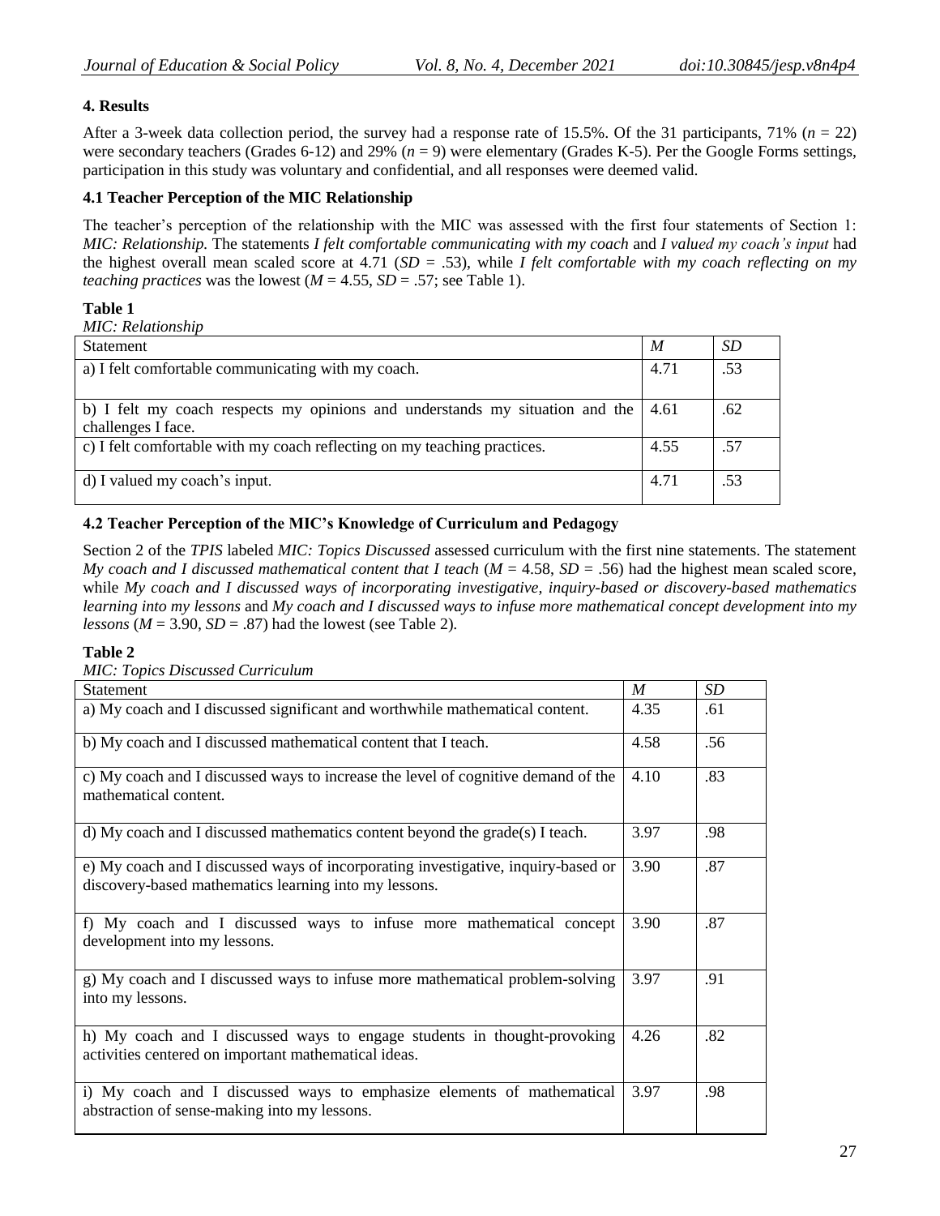## 4. Results

After a 3-week data collection period, the survey had a response rate of 15.5%. Of the 31 participants, 71% ($n$ = 22) were secondary teachers (Grades 6-12) and 29% ($n$ = 9) were elementary (Grades K-5). Per the Google Forms settings, participation in this study was voluntary and confidential, and all responses were deemed valid.

### 4.1 Teacher Perception of the MIC Relationship

The teacher's perception of the relationship with the MIC was assessed with the first four statements of Section 1: *MIC: Relationship.* The statements *I felt comfortable communicating with my coach* and *I valued my coach's input* had the highest overall mean scaled score at 4.71 ($SD$ = .53), while *I felt comfortable with my coach reflecting on my teaching practices* was the lowest ($M$ = 4.55, $SD$ = .57; see Table 1).

**Table 1**

*MIC: Relationship*

| Statement | *M* | *SD* |
|---|---|---|
| a) I felt comfortable communicating with my coach. | 4.71 | .53 |
| b) I felt my coach respects my opinions and understands my situation and the challenges I face. | 4.61 | .62 |
| c) I felt comfortable with my coach reflecting on my teaching practices. | 4.55 | .57 |
| d) I valued my coach's input. | 4.71 | .53 |

### 4.2 Teacher Perception of the MIC's Knowledge of Curriculum and Pedagogy

Section 2 of the *TPIS* labeled *MIC: Topics Discussed* assessed curriculum with the first nine statements. The statement *My coach and I discussed mathematical content that I teach* ($M$ = 4.58, $SD$ = .56) had the highest mean scaled score, while *My coach and I discussed ways of incorporating investigative, inquiry-based or discovery-based mathematics learning into my lessons* and *My coach and I discussed ways to infuse more mathematical concept development into my lessons* ($M$ = 3.90, $SD$ = .87) had the lowest (see Table 2).

**Table 2**

*MIC: Topics Discussed Curriculum*

| Statement | *M* | *SD* |
|---|---|---|
| a) My coach and I discussed significant and worthwhile mathematical content. | 4.35 | .61 |
| b) My coach and I discussed mathematical content that I teach. | 4.58 | .56 |
| c) My coach and I discussed ways to increase the level of cognitive demand of the mathematical content. | 4.10 | .83 |
| d) My coach and I discussed mathematics content beyond the grade(s) I teach. | 3.97 | .98 |
| e) My coach and I discussed ways of incorporating investigative, inquiry-based or discovery-based mathematics learning into my lessons. | 3.90 | .87 |
| f) My coach and I discussed ways to infuse more mathematical concept development into my lessons. | 3.90 | .87 |
| g) My coach and I discussed ways to infuse more mathematical problem-solving into my lessons. | 3.97 | .91 |
| h) My coach and I discussed ways to engage students in thought-provoking activities centered on important mathematical ideas. | 4.26 | .82 |
| i) My coach and I discussed ways to emphasize elements of mathematical abstraction of sense-making into my lessons. | 3.97 | .98 |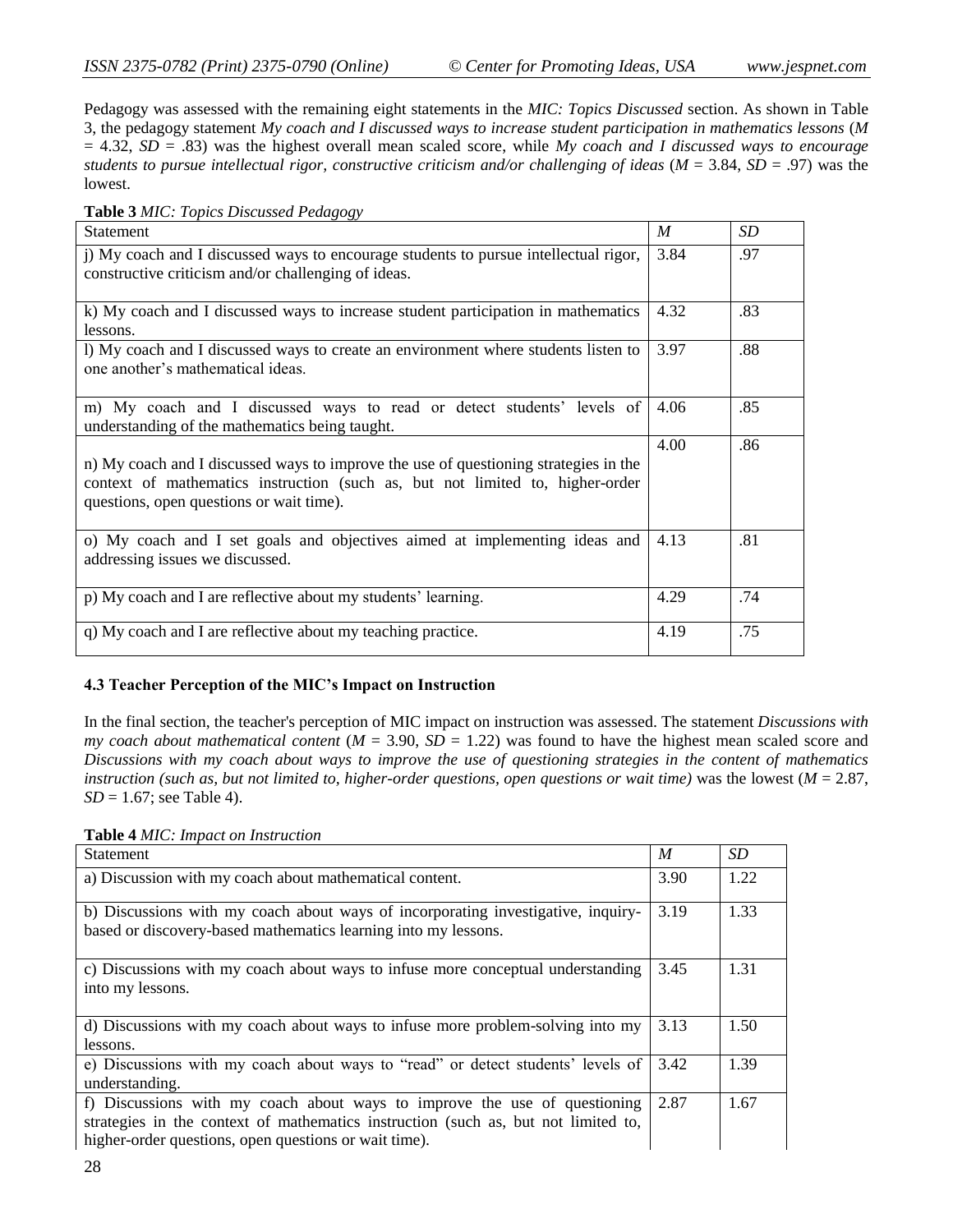Pedagogy was assessed with the remaining eight statements in the *MIC: Topics Discussed* section. As shown in Table 3, the pedagogy statement *My coach and I discussed ways to increase student participation in mathematics lessons* ($M = 4.32$, $SD = .83$) was the highest overall mean scaled score, while *My coach and I discussed ways to encourage students to pursue intellectual rigor, constructive criticism and/or challenging of ideas* ($M = 3.84$, $SD = .97$) was the lowest.

**Table 3** *MIC: Topics Discussed Pedagogy*

| Statement | *M* | *SD* |
|---|---|---|
| j) My coach and I discussed ways to encourage students to pursue intellectual rigor, constructive criticism and/or challenging of ideas. | 3.84 | .97 |
| k) My coach and I discussed ways to increase student participation in mathematics lessons. | 4.32 | .83 |
| l) My coach and I discussed ways to create an environment where students listen to one another's mathematical ideas. | 3.97 | .88 |
| m) My coach and I discussed ways to read or detect students' levels of understanding of the mathematics being taught. | 4.06 | .85 |
| n) My coach and I discussed ways to improve the use of questioning strategies in the context of mathematics instruction (such as, but not limited to, higher-order questions, open questions or wait time). | 4.00 | .86 |
| o) My coach and I set goals and objectives aimed at implementing ideas and addressing issues we discussed. | 4.13 | .81 |
| p) My coach and I are reflective about my students' learning. | 4.29 | .74 |
| q) My coach and I are reflective about my teaching practice. | 4.19 | .75 |

### 4.3 Teacher Perception of the MIC's Impact on Instruction

In the final section, the teacher's perception of MIC impact on instruction was assessed. The statement *Discussions with my coach about mathematical content* ($M = 3.90$, $SD = 1.22$) was found to have the highest mean scaled score and *Discussions with my coach about ways to improve the use of questioning strategies in the content of mathematics instruction (such as, but not limited to, higher-order questions, open questions or wait time)* was the lowest ($M = 2.87$, $SD = 1.67$; see Table 4).

**Table 4** *MIC: Impact on Instruction*

| Statement | *M* | *SD* |
|---|---|---|
| a) Discussion with my coach about mathematical content. | 3.90 | 1.22 |
| b) Discussions with my coach about ways of incorporating investigative, inquiry-based or discovery-based mathematics learning into my lessons. | 3.19 | 1.33 |
| c) Discussions with my coach about ways to infuse more conceptual understanding into my lessons. | 3.45 | 1.31 |
| d) Discussions with my coach about ways to infuse more problem-solving into my lessons. | 3.13 | 1.50 |
| e) Discussions with my coach about ways to "read" or detect students' levels of understanding. | 3.42 | 1.39 |
| f) Discussions with my coach about ways to improve the use of questioning strategies in the context of mathematics instruction (such as, but not limited to, higher-order questions, open questions or wait time). | 2.87 | 1.67 |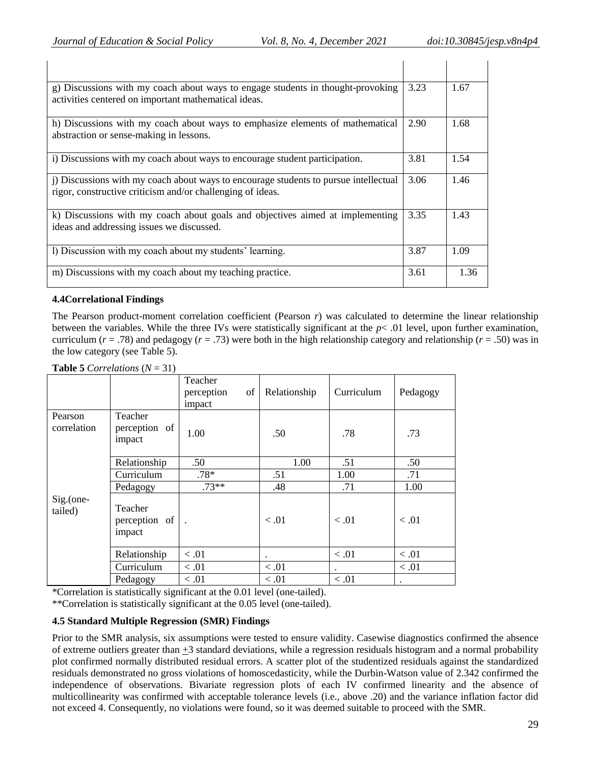| | | |
|---|---|---|
| g) Discussions with my coach about ways to engage students in thought-provoking activities centered on important mathematical ideas. | 3.23 | 1.67 |
| h) Discussions with my coach about ways to emphasize elements of mathematical abstraction or sense-making in lessons. | 2.90 | 1.68 |
| i) Discussions with my coach about ways to encourage student participation. | 3.81 | 1.54 |
| j) Discussions with my coach about ways to encourage students to pursue intellectual rigor, constructive criticism and/or challenging of ideas. | 3.06 | 1.46 |
| k) Discussions with my coach about goals and objectives aimed at implementing ideas and addressing issues we discussed. | 3.35 | 1.43 |
| l) Discussion with my coach about my students' learning. | 3.87 | 1.09 |
| m) Discussions with my coach about my teaching practice. | 3.61 | 1.36 |

**4.4Correlational Findings**

The Pearson product-moment correlation coefficient (Pearson *r*) was calculated to determine the linear relationship between the variables. While the three IVs were statistically significant at the $p < .01$ level, upon further examination, curriculum ($r = .78$) and pedagogy ($r = .73$) were both in the high relationship category and relationship ($r = .50$) was in the low category (see Table 5).

**Table 5** *Correlations* ($N = 31$)

| | | Teacher perception of impact | Relationship | Curriculum | Pedagogy |
|---|---|---|---|---|---|
| Pearson correlation | Teacher perception of impact | 1.00 | .50 | .78 | .73 |
| | Relationship | .50 | 1.00 | .51 | .50 |
| | Curriculum | .78* | .51 | 1.00 | .71 |
| | Pedagogy | .73** | .48 | .71 | 1.00 |
| Sig.(one-tailed) | Teacher perception of impact | . | < .01 | < .01 | < .01 |
| | Relationship | < .01 | . | < .01 | < .01 |
| | Curriculum | < .01 | < .01 | . | < .01 |
| | Pedagogy | < .01 | < .01 | < .01 | . |

*Correlation is statistically significant at the 0.01 level (one-tailed).

**Correlation is statistically significant at the 0.05 level (one-tailed).

**4.5 Standard Multiple Regression (SMR) Findings**

Prior to the SMR analysis, six assumptions were tested to ensure validity. Casewise diagnostics confirmed the absence of extreme outliers greater than $\pm 3$ standard deviations, while a regression residuals histogram and a normal probability plot confirmed normally distributed residual errors. A scatter plot of the studentized residuals against the standardized residuals demonstrated no gross violations of homoscedasticity, while the Durbin-Watson value of 2.342 confirmed the independence of observations. Bivariate regression plots of each IV confirmed linearity and the absence of multicollinearity was confirmed with acceptable tolerance levels (i.e., above .20) and the variance inflation factor did not exceed 4. Consequently, no violations were found, so it was deemed suitable to proceed with the SMR.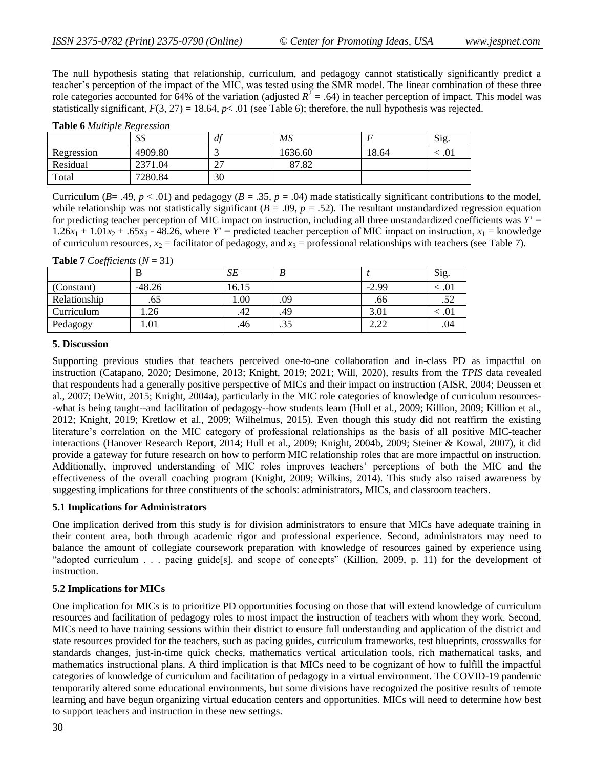The null hypothesis stating that relationship, curriculum, and pedagogy cannot statistically significantly predict a teacher's perception of the impact of the MIC, was tested using the SMR model. The linear combination of these three role categories accounted for 64% of the variation (adjusted $R^2 = .64$) in teacher perception of impact. This model was statistically significant, $F(3, 27) = 18.64$, $p < .01$ (see Table 6); therefore, the null hypothesis was rejected.

**Table 6** *Multiple Regression*

| | *SS* | *df* | *MS* | *F* | Sig. |
|---|---|---|---|---|---|
| Regression | 4909.80 | 3 | 1636.60 | 18.64 | < .01 |
| Residual | 2371.04 | 27 | 87.82 | | |
| Total | 7280.84 | 30 | | | |

Curriculum ($B = .49$, $p < .01$) and pedagogy ($B = .35$, $p = .04$) made statistically significant contributions to the model, while relationship was not statistically significant ($B = .09$, $p = .52$). The resultant unstandardized regression equation for predicting teacher perception of MIC impact on instruction, including all three unstandardized coefficients was $Y' = 1.26x_1 + 1.01x_2 + .65x_3 - 48.26$, where $Y'$ = predicted teacher perception of MIC impact on instruction, $x_1$ = knowledge of curriculum resources, $x_2$ = facilitator of pedagogy, and $x_3$ = professional relationships with teachers (see Table 7).

**Table 7** *Coefficients* ($N = 31$)

| | B | *SE* | *B* | *t* | Sig. |
|---|---|---|---|---|---|
| (Constant) | -48.26 | 16.15 | | -2.99 | < .01 |
| Relationship | .65 | 1.00 | .09 | .66 | .52 |
| Curriculum | 1.26 | .42 | .49 | 3.01 | < .01 |
| Pedagogy | 1.01 | .46 | .35 | 2.22 | .04 |

## 5. Discussion

Supporting previous studies that teachers perceived one-to-one collaboration and in-class PD as impactful on instruction (Catapano, 2020; Desimone, 2013; Knight, 2019; 2021; Will, 2020), results from the *TPIS* data revealed that respondents had a generally positive perspective of MICs and their impact on instruction (AISR, 2004; Deussen et al., 2007; DeWitt, 2015; Knight, 2004a), particularly in the MIC role categories of knowledge of curriculum resources--what is being taught--and facilitation of pedagogy--how students learn (Hull et al., 2009; Killion, 2009; Killion et al., 2012; Knight, 2019; Kretlow et al., 2009; Wilhelmus, 2015). Even though this study did not reaffirm the existing literature's correlation on the MIC category of professional relationships as the basis of all positive MIC-teacher interactions (Hanover Research Report, 2014; Hull et al., 2009; Knight, 2004b, 2009; Steiner & Kowal, 2007), it did provide a gateway for future research on how to perform MIC relationship roles that are more impactful on instruction. Additionally, improved understanding of MIC roles improves teachers' perceptions of both the MIC and the effectiveness of the overall coaching program (Knight, 2009; Wilkins, 2014). This study also raised awareness by suggesting implications for three constituents of the schools: administrators, MICs, and classroom teachers.

### 5.1 Implications for Administrators

One implication derived from this study is for division administrators to ensure that MICs have adequate training in their content area, both through academic rigor and professional experience. Second, administrators may need to balance the amount of collegiate coursework preparation with knowledge of resources gained by experience using "adopted curriculum . . . pacing guide[s], and scope of concepts" (Killion, 2009, p. 11) for the development of instruction.

### 5.2 Implications for MICs

One implication for MICs is to prioritize PD opportunities focusing on those that will extend knowledge of curriculum resources and facilitation of pedagogy roles to most impact the instruction of teachers with whom they work. Second, MICs need to have training sessions within their district to ensure full understanding and application of the district and state resources provided for the teachers, such as pacing guides, curriculum frameworks, test blueprints, crosswalks for standards changes, just-in-time quick checks, mathematics vertical articulation tools, rich mathematical tasks, and mathematics instructional plans. A third implication is that MICs need to be cognizant of how to fulfill the impactful categories of knowledge of curriculum and facilitation of pedagogy in a virtual environment. The COVID-19 pandemic temporarily altered some educational environments, but some divisions have recognized the positive results of remote learning and have begun organizing virtual education centers and opportunities. MICs will need to determine how best to support teachers and instruction in these new settings.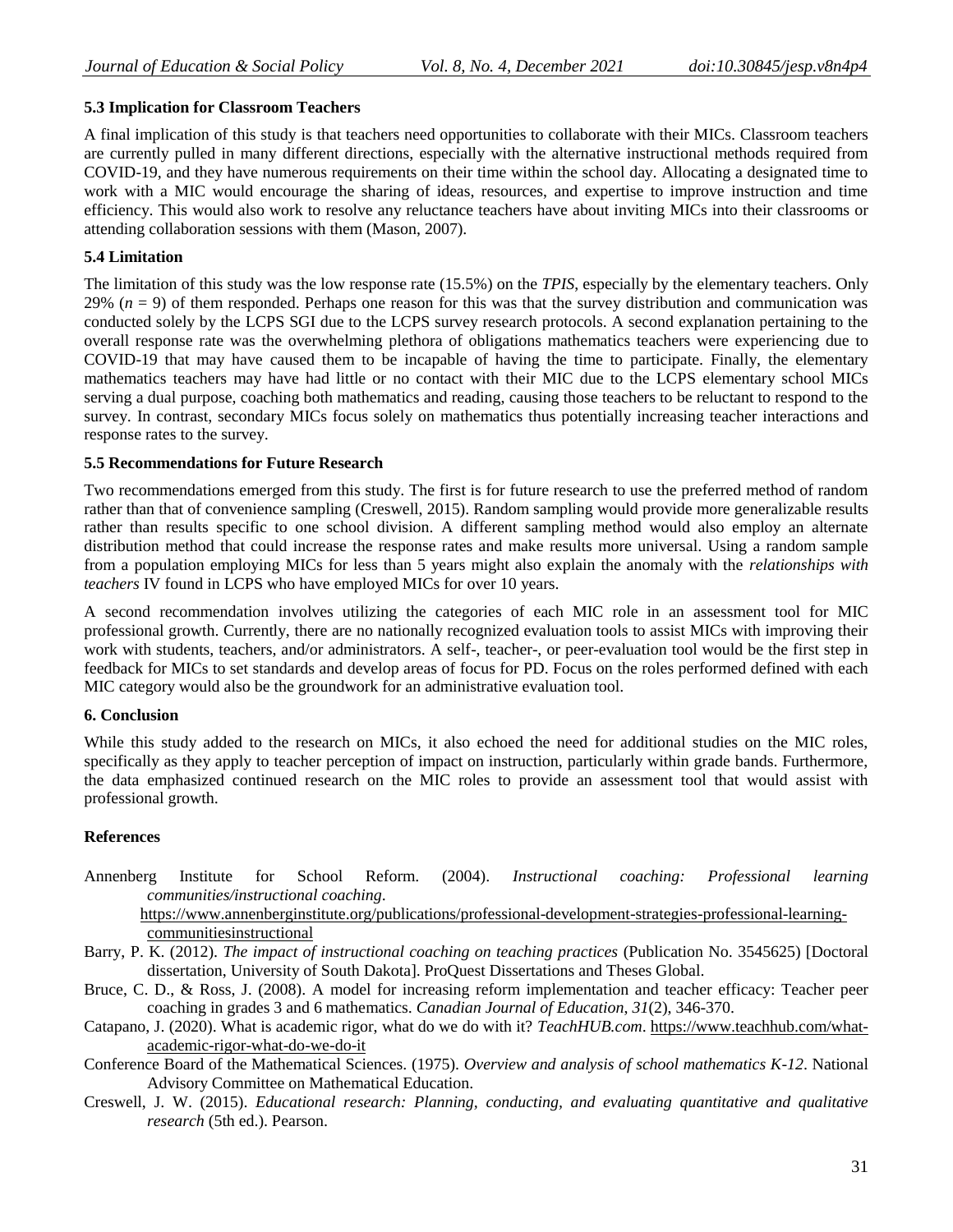### 5.3 Implication for Classroom Teachers

A final implication of this study is that teachers need opportunities to collaborate with their MICs. Classroom teachers are currently pulled in many different directions, especially with the alternative instructional methods required from COVID-19, and they have numerous requirements on their time within the school day. Allocating a designated time to work with a MIC would encourage the sharing of ideas, resources, and expertise to improve instruction and time efficiency. This would also work to resolve any reluctance teachers have about inviting MICs into their classrooms or attending collaboration sessions with them (Mason, 2007).

### 5.4 Limitation

The limitation of this study was the low response rate (15.5%) on the *TPIS*, especially by the elementary teachers. Only 29% ($n = 9$) of them responded. Perhaps one reason for this was that the survey distribution and communication was conducted solely by the LCPS SGI due to the LCPS survey research protocols. A second explanation pertaining to the overall response rate was the overwhelming plethora of obligations mathematics teachers were experiencing due to COVID-19 that may have caused them to be incapable of having the time to participate. Finally, the elementary mathematics teachers may have had little or no contact with their MIC due to the LCPS elementary school MICs serving a dual purpose, coaching both mathematics and reading, causing those teachers to be reluctant to respond to the survey. In contrast, secondary MICs focus solely on mathematics thus potentially increasing teacher interactions and response rates to the survey.

### 5.5 Recommendations for Future Research

Two recommendations emerged from this study. The first is for future research to use the preferred method of random rather than that of convenience sampling (Creswell, 2015). Random sampling would provide more generalizable results rather than results specific to one school division. A different sampling method would also employ an alternate distribution method that could increase the response rates and make results more universal. Using a random sample from a population employing MICs for less than 5 years might also explain the anomaly with the *relationships with teachers* IV found in LCPS who have employed MICs for over 10 years.

A second recommendation involves utilizing the categories of each MIC role in an assessment tool for MIC professional growth. Currently, there are no nationally recognized evaluation tools to assist MICs with improving their work with students, teachers, and/or administrators. A self-, teacher-, or peer-evaluation tool would be the first step in feedback for MICs to set standards and develop areas of focus for PD. Focus on the roles performed defined with each MIC category would also be the groundwork for an administrative evaluation tool.

## 6. Conclusion

While this study added to the research on MICs, it also echoed the need for additional studies on the MIC roles, specifically as they apply to teacher perception of impact on instruction, particularly within grade bands. Furthermore, the data emphasized continued research on the MIC roles to provide an assessment tool that would assist with professional growth.

## References

Annenberg Institute for School Reform. (2004). *Instructional coaching: Professional learning communities/instructional coaching*. https://www.annenberginstitute.org/publications/professional-development-strategies-professional-learning-communitiesinstructional

Barry, P. K. (2012). *The impact of instructional coaching on teaching practices* (Publication No. 3545625) [Doctoral dissertation, University of South Dakota]. ProQuest Dissertations and Theses Global.

Bruce, C. D., & Ross, J. (2008). A model for increasing reform implementation and teacher efficacy: Teacher peer coaching in grades 3 and 6 mathematics. *Canadian Journal of Education*, *31*(2), 346-370.

Catapano, J. (2020). What is academic rigor, what do we do with it? *TeachHUB.com*. https://www.teachhub.com/what-academic-rigor-what-do-we-do-it

Conference Board of the Mathematical Sciences. (1975). *Overview and analysis of school mathematics K-12*. National Advisory Committee on Mathematical Education.

Creswell, J. W. (2015). *Educational research: Planning, conducting, and evaluating quantitative and qualitative research* (5th ed.). Pearson.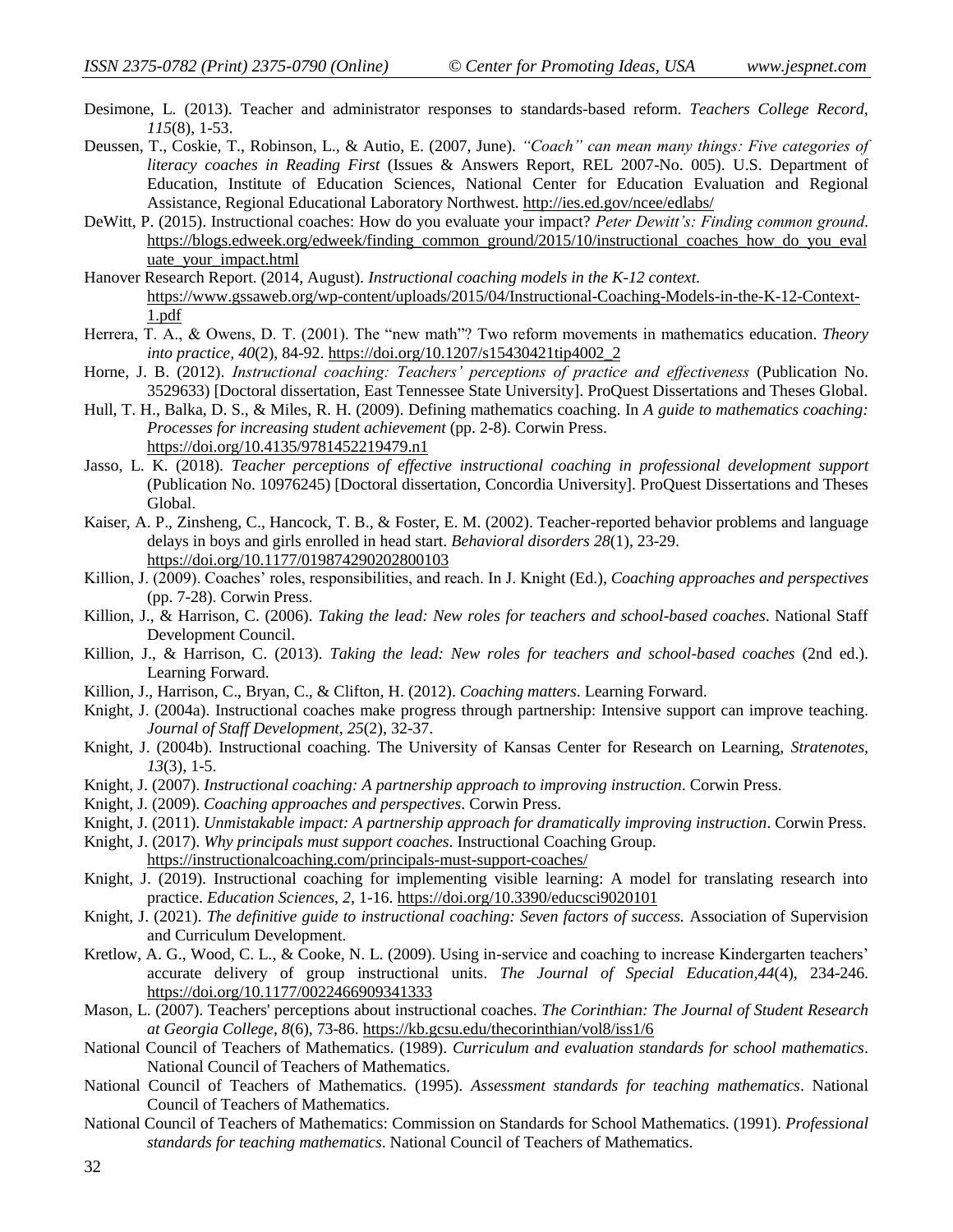Desimone, L. (2013). Teacher and administrator responses to standards-based reform. *Teachers College Record, 115*(8), 1-53.

Deussen, T., Coskie, T., Robinson, L., & Autio, E. (2007, June). *"Coach" can mean many things: Five categories of literacy coaches in Reading First* (Issues & Answers Report, REL 2007-No. 005). U.S. Department of Education, Institute of Education Sciences, National Center for Education Evaluation and Regional Assistance, Regional Educational Laboratory Northwest. http://ies.ed.gov/ncee/edlabs/

DeWitt, P. (2015). Instructional coaches: How do you evaluate your impact? *Peter Dewitt's: Finding common ground*. https://blogs.edweek.org/edweek/finding_common_ground/2015/10/instructional_coaches_how_do_you_evaluate_your_impact.html

Hanover Research Report. (2014, August). *Instructional coaching models in the K-12 context*. https://www.gssaweb.org/wp-content/uploads/2015/04/Instructional-Coaching-Models-in-the-K-12-Context-1.pdf

Herrera, T. A., & Owens, D. T. (2001). The "new math"? Two reform movements in mathematics education. *Theory into practice, 40*(2), 84-92. https://doi.org/10.1207/s15430421tip4002_2

Horne, J. B. (2012). *Instructional coaching: Teachers' perceptions of practice and effectiveness* (Publication No. 3529633) [Doctoral dissertation, East Tennessee State University]. ProQuest Dissertations and Theses Global.

Hull, T. H., Balka, D. S., & Miles, R. H. (2009). Defining mathematics coaching. In *A guide to mathematics coaching: Processes for increasing student achievement* (pp. 2-8). Corwin Press. https://doi.org/10.4135/9781452219479.n1

Jasso, L. K. (2018). *Teacher perceptions of effective instructional coaching in professional development support* (Publication No. 10976245) [Doctoral dissertation, Concordia University]. ProQuest Dissertations and Theses Global.

Kaiser, A. P., Zinsheng, C., Hancock, T. B., & Foster, E. M. (2002). Teacher-reported behavior problems and language delays in boys and girls enrolled in head start. *Behavioral disorders 28*(1), 23-29. https://doi.org/10.1177/019874290202800103

Killion, J. (2009). Coaches' roles, responsibilities, and reach. In J. Knight (Ed.), *Coaching approaches and perspectives* (pp. 7-28). Corwin Press.

Killion, J., & Harrison, C. (2006). *Taking the lead: New roles for teachers and school-based coaches*. National Staff Development Council.

Killion, J., & Harrison, C. (2013). *Taking the lead: New roles for teachers and school-based coaches* (2nd ed.). Learning Forward.

Killion, J., Harrison, C., Bryan, C., & Clifton, H. (2012). *Coaching matters*. Learning Forward.

Knight, J. (2004a). Instructional coaches make progress through partnership: Intensive support can improve teaching. *Journal of Staff Development, 25*(2), 32-37.

Knight, J. (2004b). Instructional coaching. The University of Kansas Center for Research on Learning, *Stratenotes, 13*(3), 1-5.

Knight, J. (2007). *Instructional coaching: A partnership approach to improving instruction*. Corwin Press.

Knight, J. (2009). *Coaching approaches and perspectives*. Corwin Press.

Knight, J. (2011). *Unmistakable impact: A partnership approach for dramatically improving instruction*. Corwin Press.

Knight, J. (2017). *Why principals must support coaches*. Instructional Coaching Group. https://instructionalcoaching.com/principals-must-support-coaches/

Knight, J. (2019). Instructional coaching for implementing visible learning: A model for translating research into practice. *Education Sciences, 2*, 1-16. https://doi.org/10.3390/educsci9020101

Knight, J. (2021). *The definitive guide to instructional coaching: Seven factors of success.* Association of Supervision and Curriculum Development.

Kretlow, A. G., Wood, C. L., & Cooke, N. L. (2009). Using in-service and coaching to increase Kindergarten teachers' accurate delivery of group instructional units. *The Journal of Special Education,44*(4), 234-246. https://doi.org/10.1177/0022466909341333

Mason, L. (2007). Teachers' perceptions about instructional coaches. *The Corinthian: The Journal of Student Research at Georgia College, 8*(6), 73-86. https://kb.gcsu.edu/thecorinthian/vol8/iss1/6

National Council of Teachers of Mathematics. (1989). *Curriculum and evaluation standards for school mathematics*. National Council of Teachers of Mathematics.

National Council of Teachers of Mathematics. (1995). *Assessment standards for teaching mathematics*. National Council of Teachers of Mathematics.

National Council of Teachers of Mathematics: Commission on Standards for School Mathematics. (1991). *Professional standards for teaching mathematics*. National Council of Teachers of Mathematics.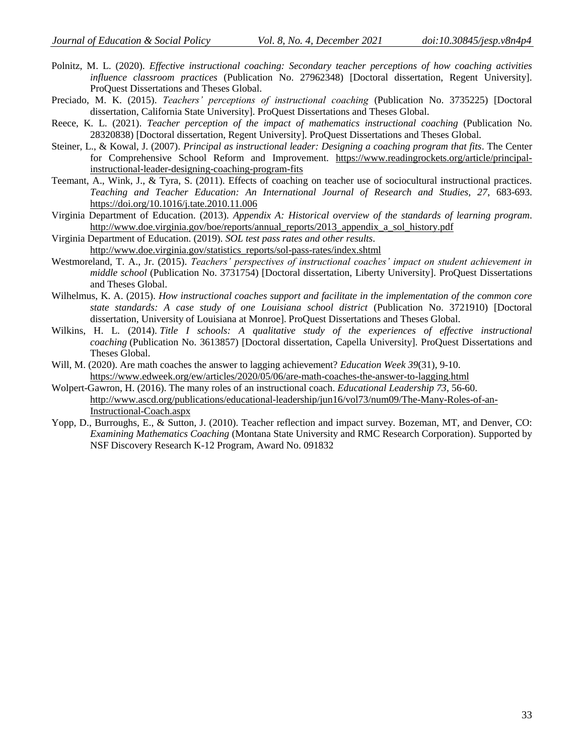Polnitz, M. L. (2020). *Effective instructional coaching: Secondary teacher perceptions of how coaching activities influence classroom practices* (Publication No. 27962348) [Doctoral dissertation, Regent University]. ProQuest Dissertations and Theses Global.

Preciado, M. K. (2015). *Teachers' perceptions of instructional coaching* (Publication No. 3735225) [Doctoral dissertation, California State University]. ProQuest Dissertations and Theses Global.

Reece, K. L. (2021). *Teacher perception of the impact of mathematics instructional coaching* (Publication No. 28320838) [Doctoral dissertation, Regent University]. ProQuest Dissertations and Theses Global.

Steiner, L., & Kowal, J. (2007). *Principal as instructional leader: Designing a coaching program that fits*. The Center for Comprehensive School Reform and Improvement. https://www.readingrockets.org/article/principal-instructional-leader-designing-coaching-program-fits

Teemant, A., Wink, J., & Tyra, S. (2011). Effects of coaching on teacher use of sociocultural instructional practices. *Teaching and Teacher Education: An International Journal of Research and Studies, 27*, 683-693. https://doi.org/10.1016/j.tate.2010.11.006

Virginia Department of Education. (2013). *Appendix A: Historical overview of the standards of learning program*. http://www.doe.virginia.gov/boe/reports/annual_reports/2013_appendix_a_sol_history.pdf

Virginia Department of Education. (2019). *SOL test pass rates and other results*. http://www.doe.virginia.gov/statistics_reports/sol-pass-rates/index.shtml

Westmoreland, T. A., Jr. (2015). *Teachers' perspectives of instructional coaches' impact on student achievement in middle school* (Publication No. 3731754) [Doctoral dissertation, Liberty University]. ProQuest Dissertations and Theses Global.

Wilhelmus, K. A. (2015). *How instructional coaches support and facilitate in the implementation of the common core state standards: A case study of one Louisiana school district* (Publication No. 3721910) [Doctoral dissertation, University of Louisiana at Monroe]. ProQuest Dissertations and Theses Global.

Wilkins, H. L. (2014). *Title I schools: A qualitative study of the experiences of effective instructional coaching* (Publication No. 3613857) [Doctoral dissertation, Capella University]. ProQuest Dissertations and Theses Global.

Will, M. (2020). Are math coaches the answer to lagging achievement? *Education Week 39*(31), 9-10. https://www.edweek.org/ew/articles/2020/05/06/are-math-coaches-the-answer-to-lagging.html

Wolpert-Gawron, H. (2016). The many roles of an instructional coach. *Educational Leadership 73*, 56-60. http://www.ascd.org/publications/educational-leadership/jun16/vol73/num09/The-Many-Roles-of-an-Instructional-Coach.aspx

Yopp, D., Burroughs, E., & Sutton, J. (2010). Teacher reflection and impact survey. Bozeman, MT, and Denver, CO: *Examining Mathematics Coaching* (Montana State University and RMC Research Corporation). Supported by NSF Discovery Research K-12 Program, Award No. 091832